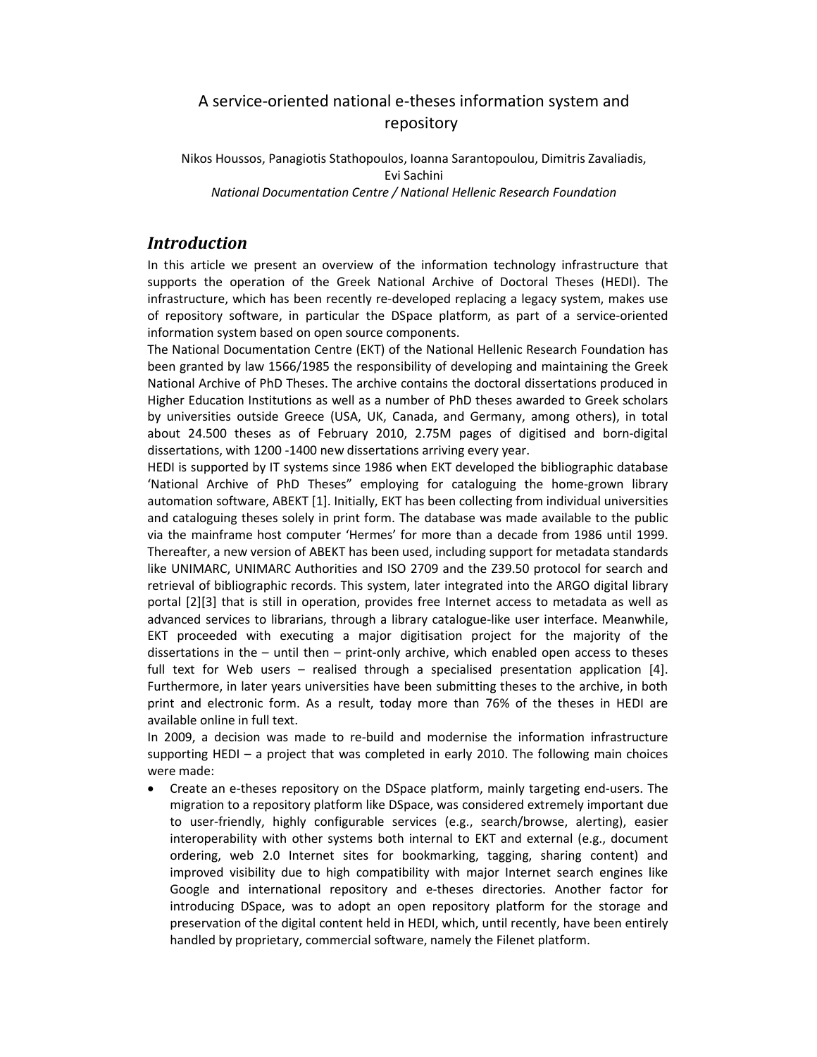# A service-oriented national e-theses information system and repository

Nikos Houssos, Panagiotis Stathopoulos, Ioanna Sarantopoulou, Dimitris Zavaliadis, Evi Sachini

*National Documentation Centre / National Hellenic Research Foundation*

## *Introduction*

In this article we present an overview of the information technology infrastructure that supports the operation of the Greek National Archive of Doctoral Theses (HEDI). The infrastructure, which has been recently re-developed replacing a legacy system, makes use of repository software, in particular the DSpace platform, as part of a service-oriented information system based on open source components.

The National Documentation Centre (EKT) of the National Hellenic Research Foundation has been granted by law 1566/1985 the responsibility of developing and maintaining the Greek National Archive of PhD Theses. The archive contains the doctoral dissertations produced in Higher Education Institutions as well as a number of PhD theses awarded to Greek scholars by universities outside Greece (USA, UK, Canada, and Germany, among others), in total about 24.500 theses as of February 2010, 2.75M pages of digitised and born-digital dissertations, with 1200 -1400 new dissertations arriving every year.

HEDI is supported by IT systems since 1986 when EKT developed the bibliographic database 'National Archive of PhD Theses" employing for cataloguing the home-grown library automation software, ABEKT [1]. Initially, EKT has been collecting from individual universities and cataloguing theses solely in print form. The database was made available to the public via the mainframe host computer 'Hermes' for more than a decade from 1986 until 1999. Thereafter, a new version of ABEKT has been used, including support for metadata standards like UNIMARC, UNIMARC Authorities and ISO 2709 and the Z39.50 protocol for search and retrieval of bibliographic records. This system, later integrated into the ARGO digital library portal [2][3] that is still in operation, provides free Internet access to metadata as well as advanced services to librarians, through a library catalogue-like user interface. Meanwhile, EKT proceeded with executing a major digitisation project for the majority of the dissertations in the – until then – print-only archive, which enabled open access to theses full text for Web users – realised through a specialised presentation application [4]. Furthermore, in later years universities have been submitting theses to the archive, in both print and electronic form. As a result, today more than 76% of the theses in HEDI are available online in full text.

In 2009, a decision was made to re-build and modernise the information infrastructure supporting HEDI – a project that was completed in early 2010. The following main choices were made:

- Create an e-theses repository on the DSpace platform, mainly targeting end-users. The migration to a repository platform like DSpace, was considered extremely important due to user-friendly, highly configurable services (e.g., search/browse, alerting), easier interoperability with other systems both internal to EKT and external (e.g., document ordering, web 2.0 Internet sites for bookmarking, tagging, sharing content) and improved visibility due to high compatibility with major Internet search engines like Google and international repository and e-theses directories. Another factor for introducing DSpace, was to adopt an open repository platform for the storage and preservation of the digital content held in HEDI, which, until recently, have been entirely handled by proprietary, commercial software, namely the Filenet platform.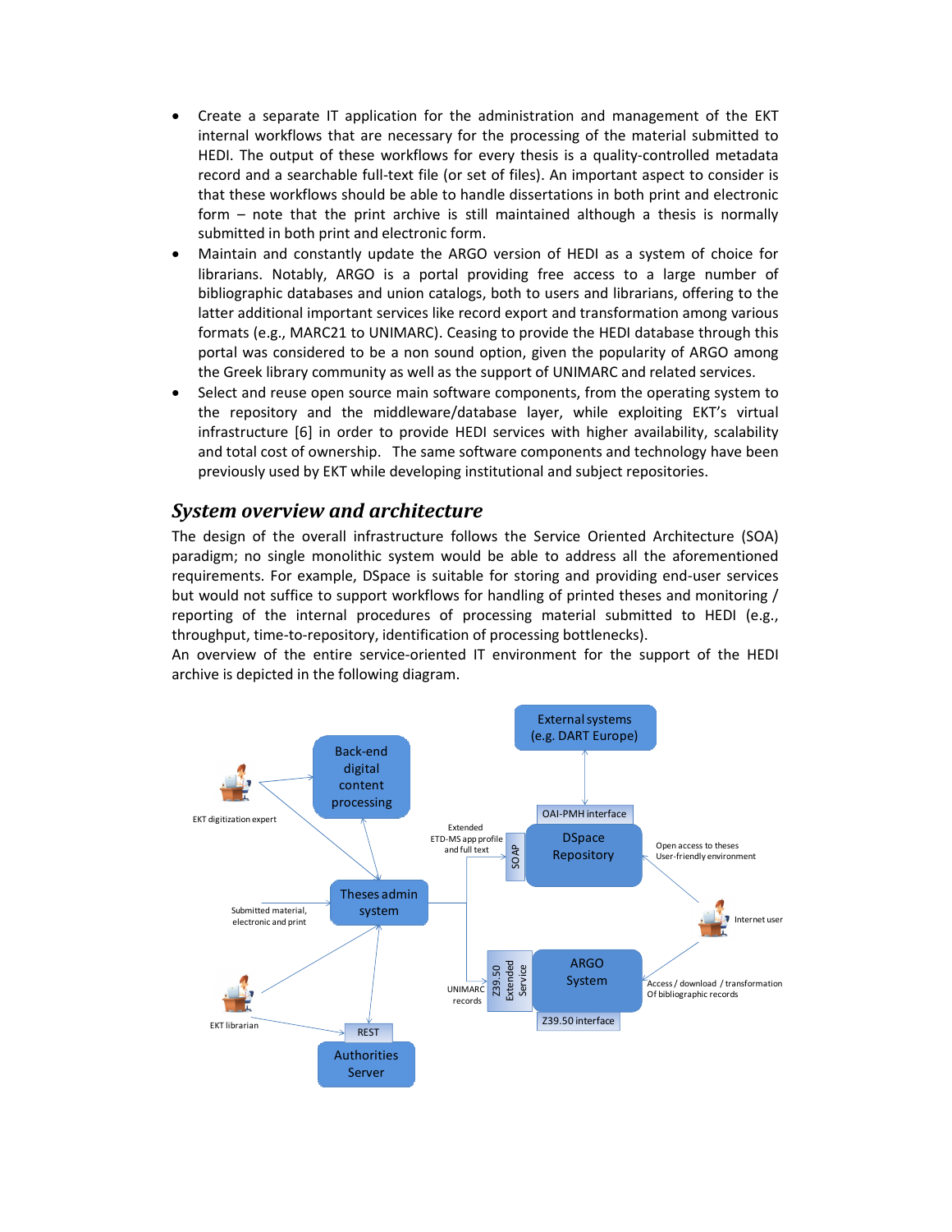- Create a separate IT application for the administration and management of the EKT internal workflows that are necessary for the processing of the material submitted to HEDI. The output of these workflows for every thesis is a quality-controlled metadata record and a searchable full-text file (or set of files). An important aspect to consider is that these workflows should be able to handle dissertations in both print and electronic form – note that the print archive is still maintained although a thesis is normally submitted in both print and electronic form.
- Maintain and constantly update the ARGO version of HEDI as a system of choice for librarians. Notably, ARGO is a portal providing free access to a large number of bibliographic databases and union catalogs, both to users and librarians, offering to the latter additional important services like record export and transformation among various formats (e.g., MARC21 to UNIMARC). Ceasing to provide the HEDI database through this portal was considered to be a non sound option, given the popularity of ARGO among the Greek library community as well as the support of UNIMARC and related services.
- Select and reuse open source main software components, from the operating system to the repository and the middleware/database layer, while exploiting EKT's virtual infrastructure [6] in order to provide HEDI services with higher availability, scalability and total cost of ownership. The same software components and technology have been previously used by EKT while developing institutional and subject repositories.

## *System overview and architecture*

The design of the overall infrastructure follows the Service Oriented Architecture (SOA) paradigm; no single monolithic system would be able to address all the aforementioned requirements. For example, DSpace is suitable for storing and providing end-user services but would not suffice to support workflows for handling of printed theses and monitoring / reporting of the internal procedures of processing material submitted to HEDI (e.g., throughput, time-to-repository, identification of processing bottlenecks).

An overview of the entire service-oriented IT environment for the support of the HEDI archive is depicted in the following diagram.

External systems (e.g. DART Europe)

OAI-PMH interface

Back-end digital content processing

EKT digitization expert

Extended ETD-MS app profile and full text

SOAP

DSpace Repository

Open access to theses User-friendly environment

Submitted material, electronic and print

Theses admin system

Internet user

Z39.50 Extended Service

ARGO System

UNIMARC records

Access / download / transformation Of bibliographic records

EKT librarian

Z39.50 interface

REST

Authorities Server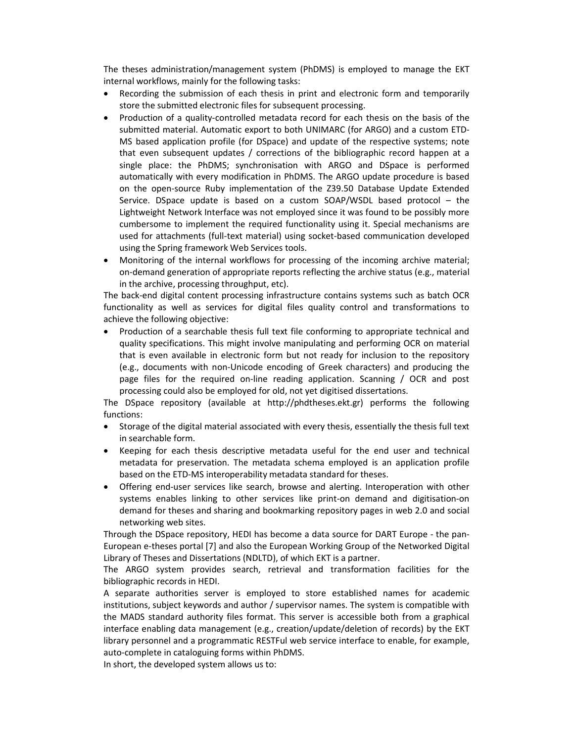The theses administration/management system (PhDMS) is employed to manage the EKT internal workflows, mainly for the following tasks:

- Recording the submission of each thesis in print and electronic form and temporarily store the submitted electronic files for subsequent processing.
- Production of a quality-controlled metadata record for each thesis on the basis of the submitted material. Automatic export to both UNIMARC (for ARGO) and a custom ETD-MS based application profile (for DSpace) and update of the respective systems; note that even subsequent updates / corrections of the bibliographic record happen at a single place: the PhDMS; synchronisation with ARGO and DSpace is performed automatically with every modification in PhDMS. The ARGO update procedure is based on the open-source Ruby implementation of the Z39.50 Database Update Extended Service. DSpace update is based on a custom SOAP/WSDL based protocol – the Lightweight Network Interface was not employed since it was found to be possibly more cumbersome to implement the required functionality using it. Special mechanisms are used for attachments (full-text material) using socket-based communication developed using the Spring framework Web Services tools.
- Monitoring of the internal workflows for processing of the incoming archive material; on-demand generation of appropriate reports reflecting the archive status (e.g., material in the archive, processing throughput, etc).

The back-end digital content processing infrastructure contains systems such as batch OCR functionality as well as services for digital files quality control and transformations to achieve the following objective:

- Production of a searchable thesis full text file conforming to appropriate technical and quality specifications. This might involve manipulating and performing OCR on material that is even available in electronic form but not ready for inclusion to the repository (e.g., documents with non-Unicode encoding of Greek characters) and producing the page files for the required on-line reading application. Scanning / OCR and post processing could also be employed for old, not yet digitised dissertations.

The DSpace repository (available at http://phdtheses.ekt.gr) performs the following functions:

- Storage of the digital material associated with every thesis, essentially the thesis full text in searchable form.
- Keeping for each thesis descriptive metadata useful for the end user and technical metadata for preservation. The metadata schema employed is an application profile based on the ETD-MS interoperability metadata standard for theses.
- Offering end-user services like search, browse and alerting. Interoperation with other systems enables linking to other services like print-on demand and digitisation-on demand for theses and sharing and bookmarking repository pages in web 2.0 and social networking web sites.

Through the DSpace repository, HEDI has become a data source for DART Europe - the pan-European e-theses portal [7] and also the European Working Group of the Networked Digital Library of Theses and Dissertations (NDLTD), of which EKT is a partner.

The ARGO system provides search, retrieval and transformation facilities for the bibliographic records in HEDI.

A separate authorities server is employed to store established names for academic institutions, subject keywords and author / supervisor names. The system is compatible with the MADS standard authority files format. This server is accessible both from a graphical interface enabling data management (e.g., creation/update/deletion of records) by the EKT library personnel and a programmatic RESTFul web service interface to enable, for example, auto-complete in cataloguing forms within PhDMS.

In short, the developed system allows us to: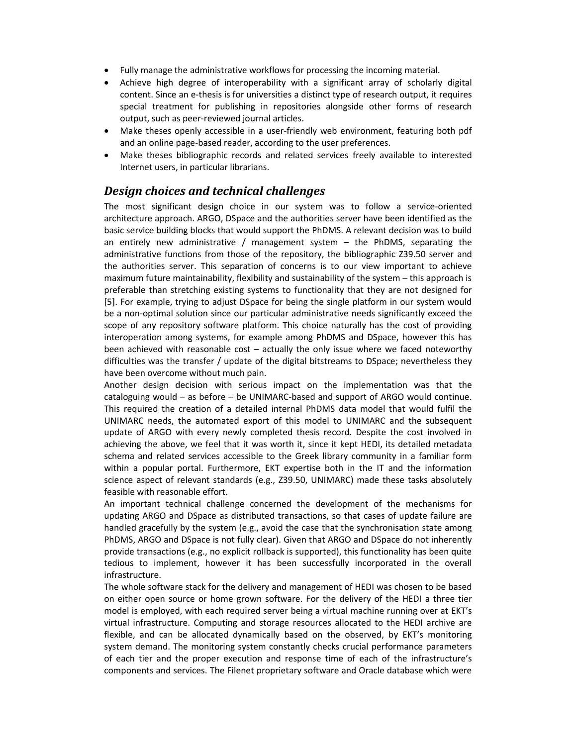- Fully manage the administrative workflows for processing the incoming material.
- Achieve high degree of interoperability with a significant array of scholarly digital content. Since an e-thesis is for universities a distinct type of research output, it requires special treatment for publishing in repositories alongside other forms of research output, such as peer-reviewed journal articles.
- Make theses openly accessible in a user-friendly web environment, featuring both pdf and an online page-based reader, according to the user preferences.
- Make theses bibliographic records and related services freely available to interested Internet users, in particular librarians.

## *Design choices and technical challenges*

The most significant design choice in our system was to follow a service-oriented architecture approach. ARGO, DSpace and the authorities server have been identified as the basic service building blocks that would support the PhDMS. A relevant decision was to build an entirely new administrative / management system – the PhDMS, separating the administrative functions from those of the repository, the bibliographic Z39.50 server and the authorities server. This separation of concerns is to our view important to achieve maximum future maintainability, flexibility and sustainability of the system – this approach is preferable than stretching existing systems to functionality that they are not designed for [5]. For example, trying to adjust DSpace for being the single platform in our system would be a non-optimal solution since our particular administrative needs significantly exceed the scope of any repository software platform. This choice naturally has the cost of providing interoperation among systems, for example among PhDMS and DSpace, however this has been achieved with reasonable cost – actually the only issue where we faced noteworthy difficulties was the transfer / update of the digital bitstreams to DSpace; nevertheless they have been overcome without much pain.

Another design decision with serious impact on the implementation was that the cataloguing would – as before – be UNIMARC-based and support of ARGO would continue. This required the creation of a detailed internal PhDMS data model that would fulfil the UNIMARC needs, the automated export of this model to UNIMARC and the subsequent update of ARGO with every newly completed thesis record. Despite the cost involved in achieving the above, we feel that it was worth it, since it kept HEDI, its detailed metadata schema and related services accessible to the Greek library community in a familiar form within a popular portal. Furthermore, EKT expertise both in the IT and the information science aspect of relevant standards (e.g., Z39.50, UNIMARC) made these tasks absolutely feasible with reasonable effort.

An important technical challenge concerned the development of the mechanisms for updating ARGO and DSpace as distributed transactions, so that cases of update failure are handled gracefully by the system (e.g., avoid the case that the synchronisation state among PhDMS, ARGO and DSpace is not fully clear). Given that ARGO and DSpace do not inherently provide transactions (e.g., no explicit rollback is supported), this functionality has been quite tedious to implement, however it has been successfully incorporated in the overall infrastructure.

The whole software stack for the delivery and management of HEDI was chosen to be based on either open source or home grown software. For the delivery of the HEDI a three tier model is employed, with each required server being a virtual machine running over at EKT's virtual infrastructure. Computing and storage resources allocated to the HEDI archive are flexible, and can be allocated dynamically based on the observed, by EKT's monitoring system demand. The monitoring system constantly checks crucial performance parameters of each tier and the proper execution and response time of each of the infrastructure's components and services. The Filenet proprietary software and Oracle database which were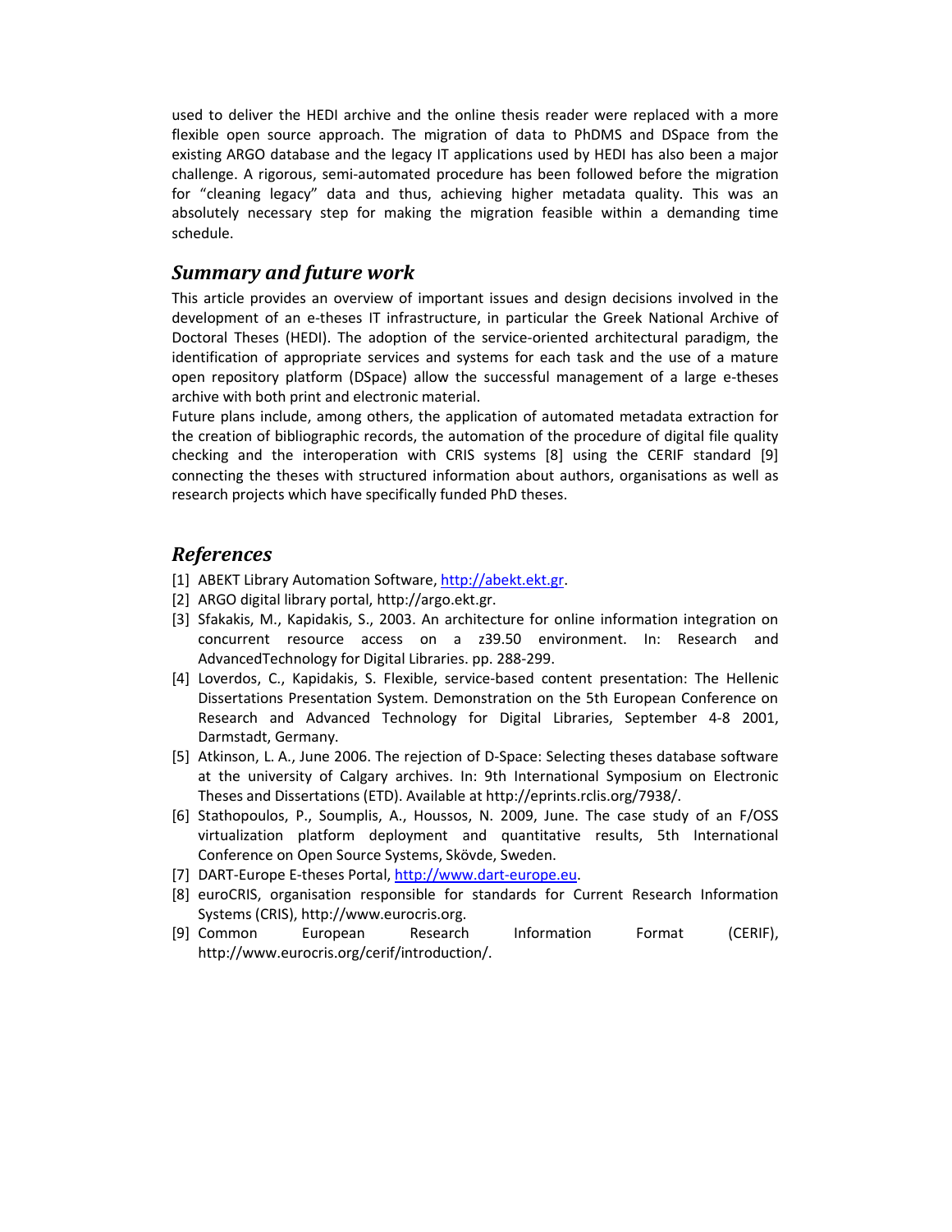used to deliver the HEDI archive and the online thesis reader were replaced with a more flexible open source approach. The migration of data to PhDMS and DSpace from the existing ARGO database and the legacy IT applications used by HEDI has also been a major challenge. A rigorous, semi-automated procedure has been followed before the migration for "cleaning legacy" data and thus, achieving higher metadata quality. This was an absolutely necessary step for making the migration feasible within a demanding time schedule.

## *Summary and future work*

This article provides an overview of important issues and design decisions involved in the development of an e-theses IT infrastructure, in particular the Greek National Archive of Doctoral Theses (HEDI). The adoption of the service-oriented architectural paradigm, the identification of appropriate services and systems for each task and the use of a mature open repository platform (DSpace) allow the successful management of a large e-theses archive with both print and electronic material.

Future plans include, among others, the application of automated metadata extraction for the creation of bibliographic records, the automation of the procedure of digital file quality checking and the interoperation with CRIS systems [8] using the CERIF standard [9] connecting the theses with structured information about authors, organisations as well as research projects which have specifically funded PhD theses.

## *References*

[1] ABEKT Library Automation Software, http://abekt.ekt.gr.

[2] ARGO digital library portal, http://argo.ekt.gr.

[3] Sfakakis, M., Kapidakis, S., 2003. An architecture for online information integration on concurrent resource access on a z39.50 environment. In: Research and AdvancedTechnology for Digital Libraries. pp. 288-299.

[4] Loverdos, C., Kapidakis, S. Flexible, service-based content presentation: The Hellenic Dissertations Presentation System. Demonstration on the 5th European Conference on Research and Advanced Technology for Digital Libraries, September 4-8 2001, Darmstadt, Germany.

[5] Atkinson, L. A., June 2006. The rejection of D-Space: Selecting theses database software at the university of Calgary archives. In: 9th International Symposium on Electronic Theses and Dissertations (ETD). Available at http://eprints.rclis.org/7938/.

[6] Stathopoulos, P., Soumplis, A., Houssos, N. 2009, June. The case study of an F/OSS virtualization platform deployment and quantitative results, 5th International Conference on Open Source Systems, Skövde, Sweden.

[7] DART-Europe E-theses Portal, http://www.dart-europe.eu.

[8] euroCRIS, organisation responsible for standards for Current Research Information Systems (CRIS), http://www.eurocris.org.

[9] Common European Research Information Format (CERIF), http://www.eurocris.org/cerif/introduction/.